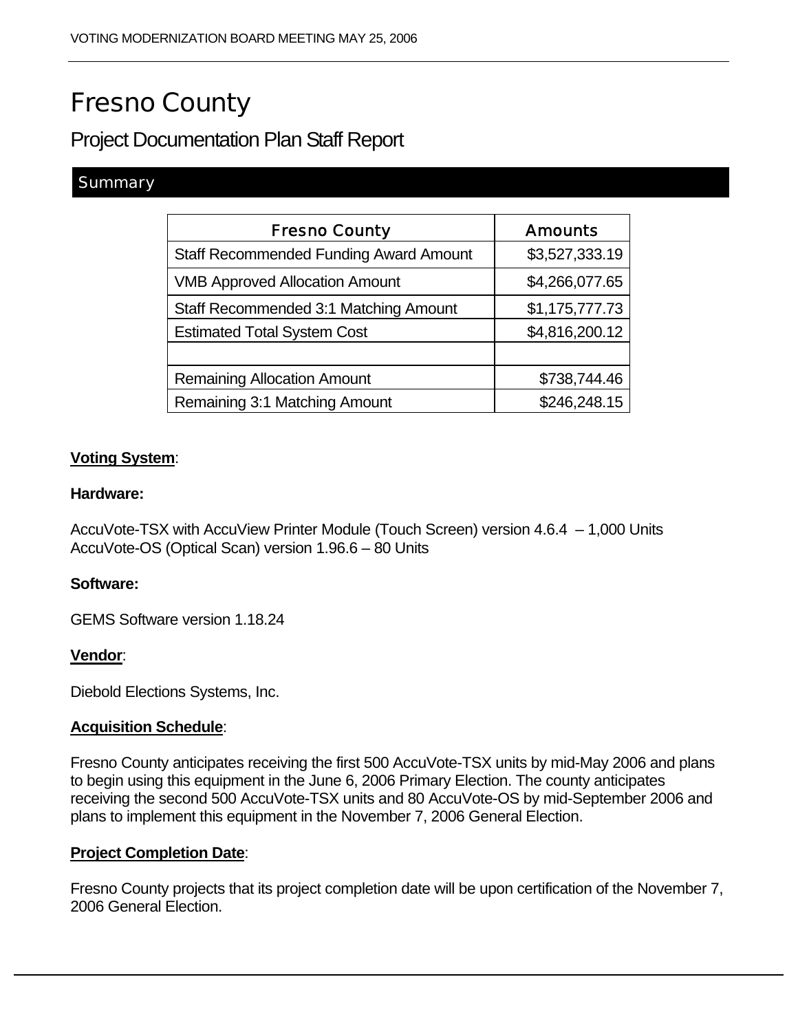# Fresno County

## Project Documentation Plan Staff Report

### Summary

| Fresno County | Amounts |
|---|---|
| Staff Recommended Funding Award Amount | $3,527,333.19 |
| VMB Approved Allocation Amount | $4,266,077.65 |
| Staff Recommended 3:1 Matching Amount | $1,175,777.73 |
| Estimated Total System Cost | $4,816,200.12 |
| | |
| Remaining Allocation Amount | $738,744.46 |
| Remaining 3:1 Matching Amount | $246,248.15 |

**Voting System**:

**Hardware:**

AccuVote-TSX with AccuView Printer Module (Touch Screen) version 4.6.4 – 1,000 Units
AccuVote-OS (Optical Scan) version 1.96.6 – 80 Units

**Software:**

GEMS Software version 1.18.24

**Vendor**:

Diebold Elections Systems, Inc.

**Acquisition Schedule**:

Fresno County anticipates receiving the first 500 AccuVote-TSX units by mid-May 2006 and plans to begin using this equipment in the June 6, 2006 Primary Election. The county anticipates receiving the second 500 AccuVote-TSX units and 80 AccuVote-OS by mid-September 2006 and plans to implement this equipment in the November 7, 2006 General Election.

**Project Completion Date**:

Fresno County projects that its project completion date will be upon certification of the November 7, 2006 General Election.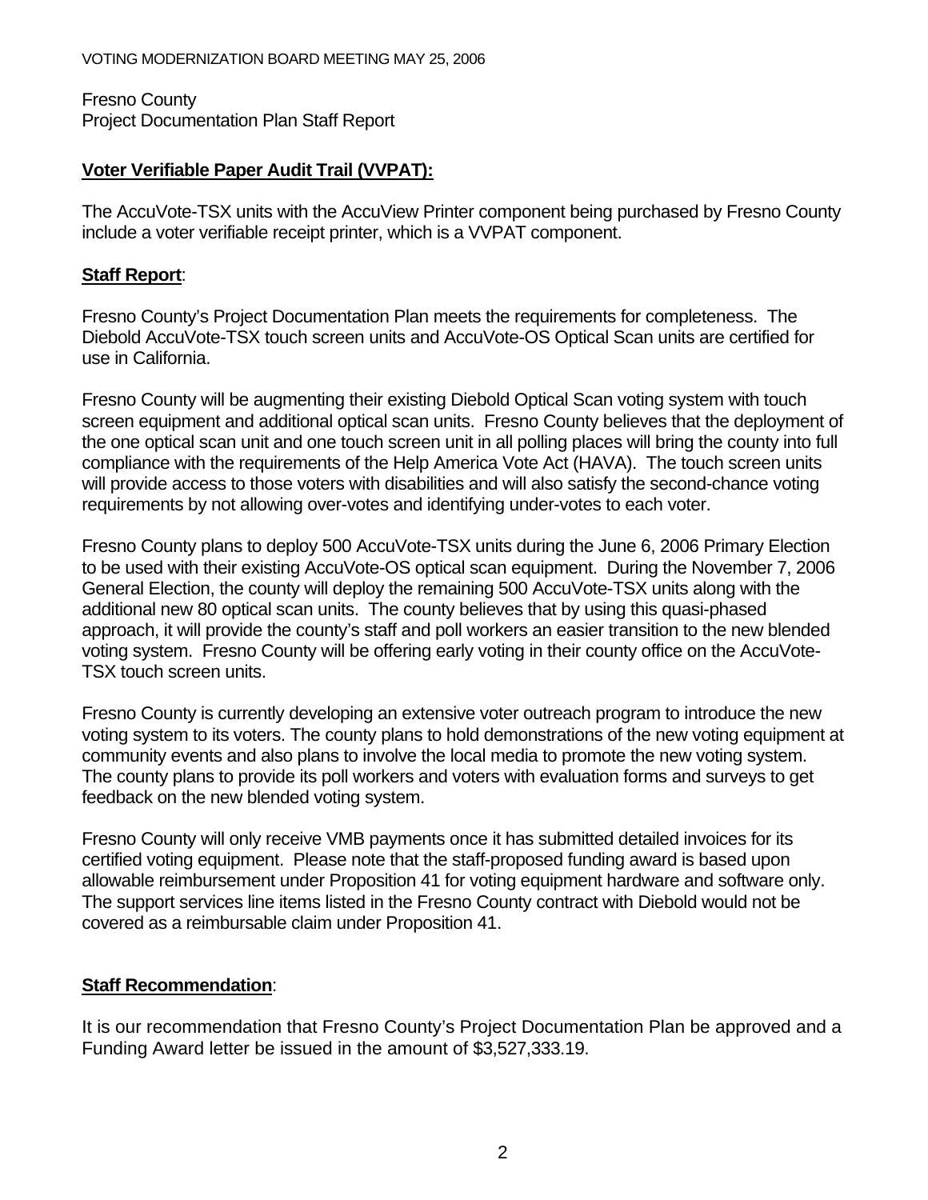Fresno County
Project Documentation Plan Staff Report

**Voter Verifiable Paper Audit Trail (VVPAT):**

The AccuVote-TSX units with the AccuView Printer component being purchased by Fresno County include a voter verifiable receipt printer, which is a VVPAT component.

**Staff Report**:

Fresno County's Project Documentation Plan meets the requirements for completeness. The Diebold AccuVote-TSX touch screen units and AccuVote-OS Optical Scan units are certified for use in California.

Fresno County will be augmenting their existing Diebold Optical Scan voting system with touch screen equipment and additional optical scan units. Fresno County believes that the deployment of the one optical scan unit and one touch screen unit in all polling places will bring the county into full compliance with the requirements of the Help America Vote Act (HAVA). The touch screen units will provide access to those voters with disabilities and will also satisfy the second-chance voting requirements by not allowing over-votes and identifying under-votes to each voter.

Fresno County plans to deploy 500 AccuVote-TSX units during the June 6, 2006 Primary Election to be used with their existing AccuVote-OS optical scan equipment. During the November 7, 2006 General Election, the county will deploy the remaining 500 AccuVote-TSX units along with the additional new 80 optical scan units. The county believes that by using this quasi-phased approach, it will provide the county's staff and poll workers an easier transition to the new blended voting system. Fresno County will be offering early voting in their county office on the AccuVote-TSX touch screen units.

Fresno County is currently developing an extensive voter outreach program to introduce the new voting system to its voters. The county plans to hold demonstrations of the new voting equipment at community events and also plans to involve the local media to promote the new voting system. The county plans to provide its poll workers and voters with evaluation forms and surveys to get feedback on the new blended voting system.

Fresno County will only receive VMB payments once it has submitted detailed invoices for its certified voting equipment. Please note that the staff-proposed funding award is based upon allowable reimbursement under Proposition 41 for voting equipment hardware and software only. The support services line items listed in the Fresno County contract with Diebold would not be covered as a reimbursable claim under Proposition 41.

**Staff Recommendation**:

It is our recommendation that Fresno County's Project Documentation Plan be approved and a Funding Award letter be issued in the amount of $3,527,333.19.